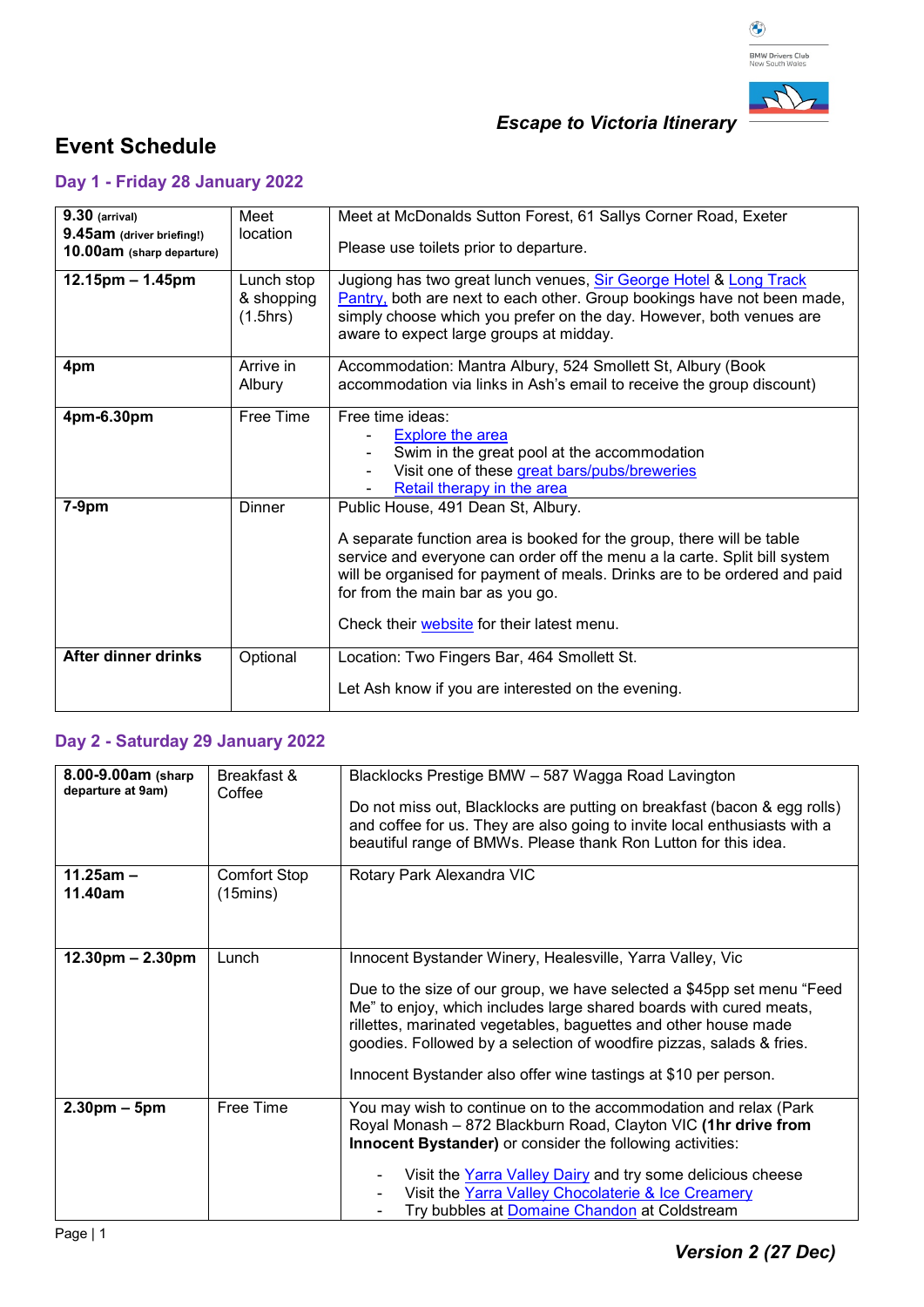*Escape to Victoria Itinerary*

# Event Schedule

## Day 1 - Friday 28 January 2022

| | | |
|---|---|---|
| **9.30** **(arrival)**<br>**9.45am** **(driver briefing!)**<br>**10.00am** **(sharp departure)** | Meet location | Meet at McDonalds Sutton Forest, 61 Sallys Corner Road, Exeter<br><br>Please use toilets prior to departure. |
| **12.15pm – 1.45pm** | Lunch stop & shopping (1.5hrs) | Jugiong has two great lunch venues, Sir George Hotel & Long Track Pantry, both are next to each other. Group bookings have not been made, simply choose which you prefer on the day. However, both venues are aware to expect large groups at midday. |
| **4pm** | Arrive in Albury | Accommodation: Mantra Albury, 524 Smollett St, Albury (Book accommodation via links in Ash's email to receive the group discount) |
| **4pm-6.30pm** | Free Time | Free time ideas:<br>- Explore the area<br>- Swim in the great pool at the accommodation<br>- Visit one of these great bars/pubs/breweries<br>- Retail therapy in the area |
| **7-9pm** | Dinner | Public House, 491 Dean St, Albury.<br><br>A separate function area is booked for the group, there will be table service and everyone can order off the menu a la carte. Split bill system will be organised for payment of meals. Drinks are to be ordered and paid for from the main bar as you go.<br><br>Check their website for their latest menu. |
| **After dinner drinks** | Optional | Location: Two Fingers Bar, 464 Smollett St.<br><br>Let Ash know if you are interested on the evening. |

## Day 2 - Saturday 29 January 2022

| | | |
|---|---|---|
| **8.00-9.00am** **(sharp departure at 9am)** | Breakfast & Coffee | Blacklocks Prestige BMW – 587 Wagga Road Lavington<br><br>Do not miss out, Blacklocks are putting on breakfast (bacon & egg rolls) and coffee for us. They are also going to invite local enthusiasts with a beautiful range of BMWs. Please thank Ron Lutton for this idea. |
| **11.25am – 11.40am** | Comfort Stop (15mins) | Rotary Park Alexandra VIC |
| **12.30pm – 2.30pm** | Lunch | Innocent Bystander Winery, Healesville, Yarra Valley, Vic<br><br>Due to the size of our group, we have selected a $45pp set menu "Feed Me" to enjoy, which includes large shared boards with cured meats, rillettes, marinated vegetables, baguettes and other house made goodies. Followed by a selection of woodfire pizzas, salads & fries.<br><br>Innocent Bystander also offer wine tastings at $10 per person. |
| **2.30pm – 5pm** | Free Time | You may wish to continue on to the accommodation and relax (Park Royal Monash – 872 Blackburn Road, Clayton VIC **(1hr drive from Innocent Bystander)** or consider the following activities:<br><br>- Visit the Yarra Valley Dairy and try some delicious cheese<br>- Visit the Yarra Valley Chocolaterie & Ice Creamery<br>- Try bubbles at Domaine Chandon at Coldstream |

***Version 2 (27 Dec)***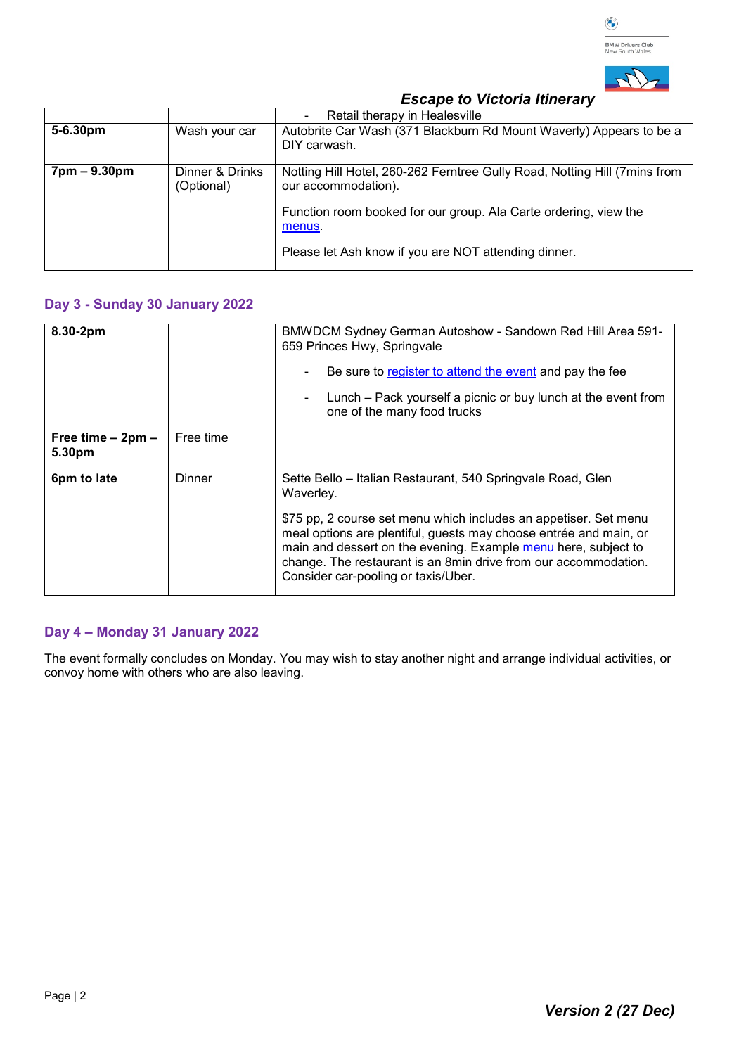| | | |
|---|---|---|
| | | - Retail therapy in Healesville |
| **5-6.30pm** | Wash your car | Autobrite Car Wash (371 Blackburn Rd Mount Waverly) Appears to be a DIY carwash. |
| **7pm – 9.30pm** | Dinner & Drinks (Optional) | Notting Hill Hotel, 260-262 Ferntree Gully Road, Notting Hill (7mins from our accommodation).<br><br>Function room booked for our group. Ala Carte ordering, view the menus.<br><br>Please let Ash know if you are NOT attending dinner. |

## Day 3 - Sunday 30 January 2022

| | | |
|---|---|---|
| **8.30-2pm** | | BMWDCM Sydney German Autoshow - Sandown Red Hill Area 591-659 Princes Hwy, Springvale<br><br>- Be sure to register to attend the event and pay the fee<br><br>- Lunch – Pack yourself a picnic or buy lunch at the event from one of the many food trucks |
| **Free time – 2pm – 5.30pm** | Free time | |
| **6pm to late** | Dinner | Sette Bello – Italian Restaurant, 540 Springvale Road, Glen Waverley.<br><br>$75 pp, 2 course set menu which includes an appetiser. Set menu meal options are plentiful, guests may choose entrée and main, or main and dessert on the evening. Example menu here, subject to change. The restaurant is an 8min drive from our accommodation. Consider car-pooling or taxis/Uber. |

## Day 4 – Monday 31 January 2022

The event formally concludes on Monday. You may wish to stay another night and arrange individual activities, or convoy home with others who are also leaving.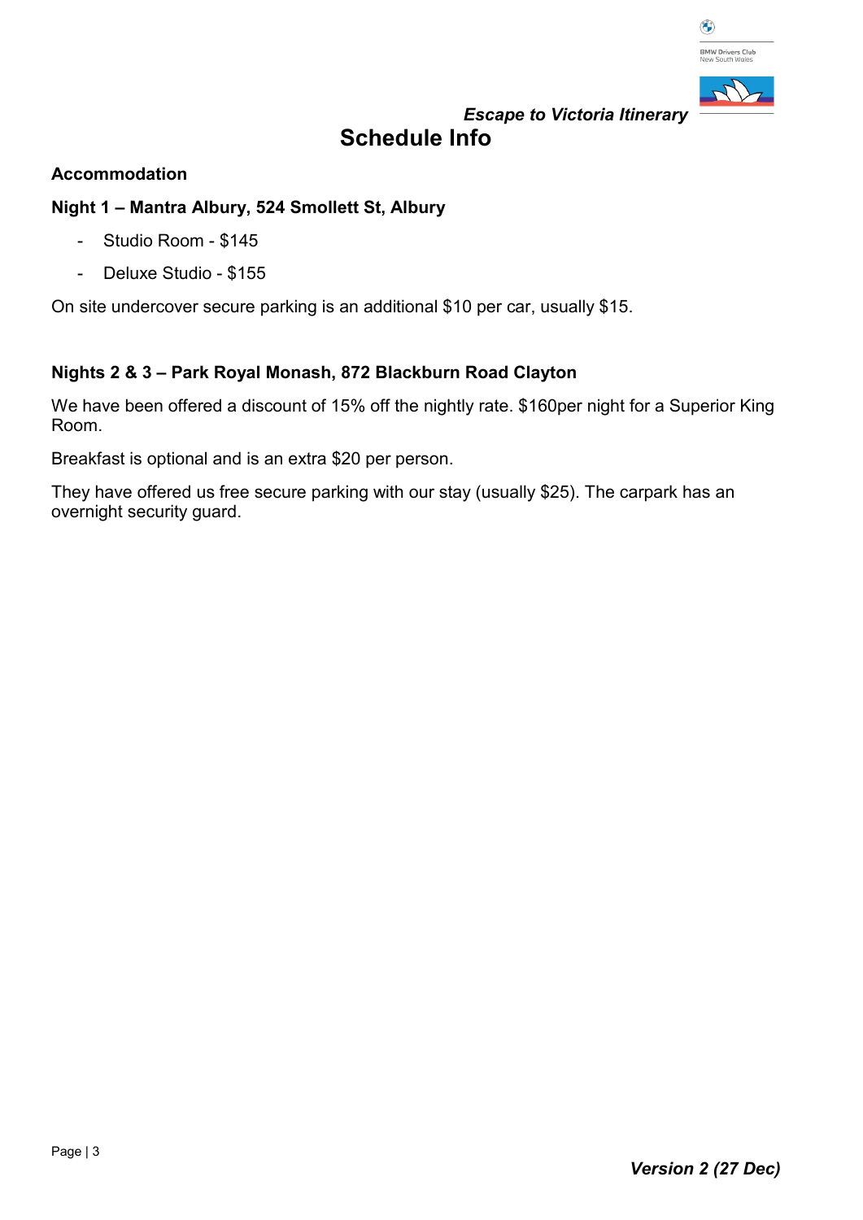*Escape to Victoria Itinerary*

# Schedule Info

**Accommodation**

**Night 1 – Mantra Albury, 524 Smollett St, Albury**

- Studio Room - $145
- Deluxe Studio - $155

On site undercover secure parking is an additional $10 per car, usually $15.

**Nights 2 & 3 – Park Royal Monash, 872 Blackburn Road Clayton**

We have been offered a discount of 15% off the nightly rate. $160per night for a Superior King Room.

Breakfast is optional and is an extra $20 per person.

They have offered us free secure parking with our stay (usually $25). The carpark has an overnight security guard.

***Version 2 (27 Dec)***